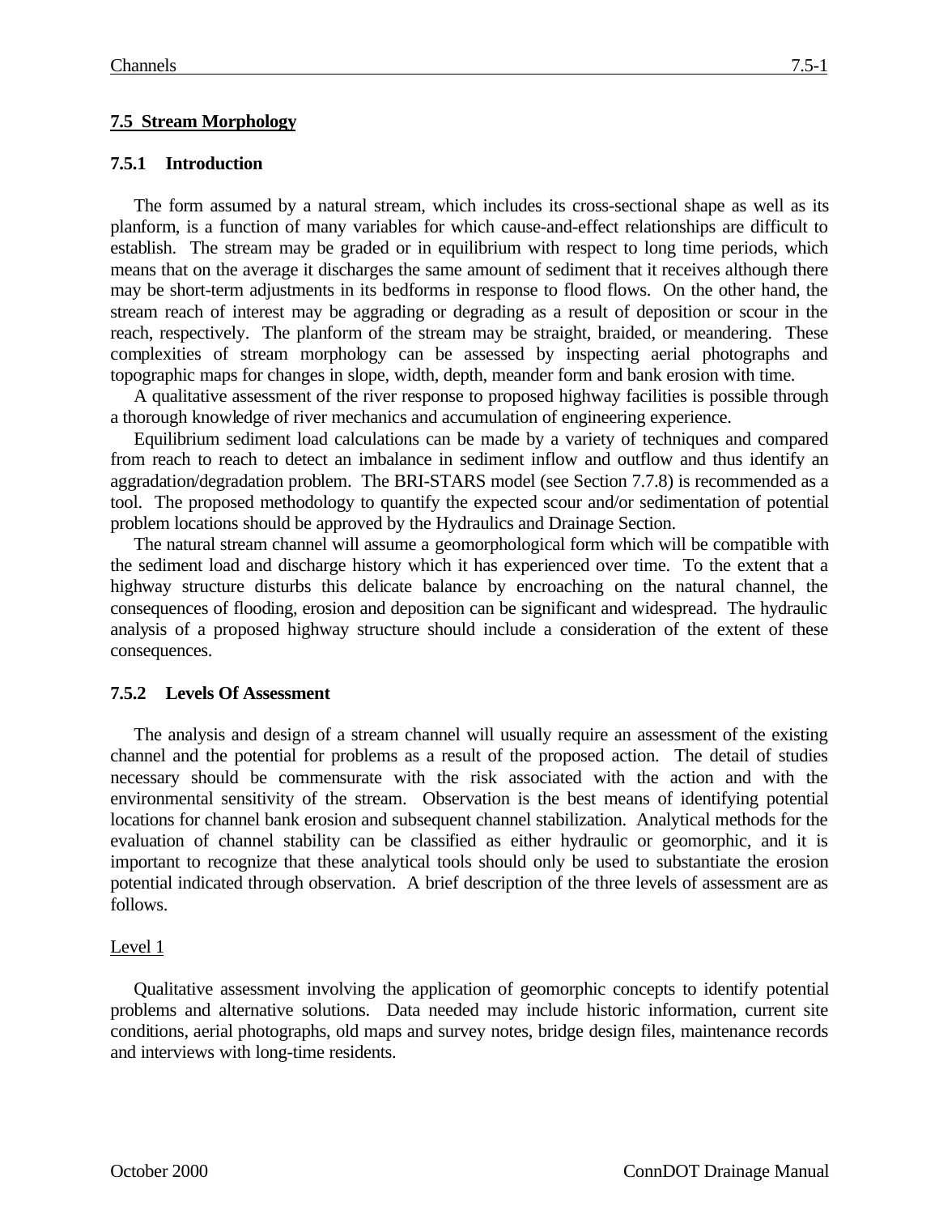## 7.5 Stream Morphology

### 7.5.1 Introduction

The form assumed by a natural stream, which includes its cross-sectional shape as well as its planform, is a function of many variables for which cause-and-effect relationships are difficult to establish. The stream may be graded or in equilibrium with respect to long time periods, which means that on the average it discharges the same amount of sediment that it receives although there may be short-term adjustments in its bedforms in response to flood flows. On the other hand, the stream reach of interest may be aggrading or degrading as a result of deposition or scour in the reach, respectively. The planform of the stream may be straight, braided, or meandering. These complexities of stream morphology can be assessed by inspecting aerial photographs and topographic maps for changes in slope, width, depth, meander form and bank erosion with time.

A qualitative assessment of the river response to proposed highway facilities is possible through a thorough knowledge of river mechanics and accumulation of engineering experience.

Equilibrium sediment load calculations can be made by a variety of techniques and compared from reach to reach to detect an imbalance in sediment inflow and outflow and thus identify an aggradation/degradation problem. The BRI-STARS model (see Section 7.7.8) is recommended as a tool. The proposed methodology to quantify the expected scour and/or sedimentation of potential problem locations should be approved by the Hydraulics and Drainage Section.

The natural stream channel will assume a geomorphological form which will be compatible with the sediment load and discharge history which it has experienced over time. To the extent that a highway structure disturbs this delicate balance by encroaching on the natural channel, the consequences of flooding, erosion and deposition can be significant and widespread. The hydraulic analysis of a proposed highway structure should include a consideration of the extent of these consequences.

### 7.5.2 Levels Of Assessment

The analysis and design of a stream channel will usually require an assessment of the existing channel and the potential for problems as a result of the proposed action. The detail of studies necessary should be commensurate with the risk associated with the action and with the environmental sensitivity of the stream. Observation is the best means of identifying potential locations for channel bank erosion and subsequent channel stabilization. Analytical methods for the evaluation of channel stability can be classified as either hydraulic or geomorphic, and it is important to recognize that these analytical tools should only be used to substantiate the erosion potential indicated through observation. A brief description of the three levels of assessment are as follows.

Level 1

Qualitative assessment involving the application of geomorphic concepts to identify potential problems and alternative solutions. Data needed may include historic information, current site conditions, aerial photographs, old maps and survey notes, bridge design files, maintenance records and interviews with long-time residents.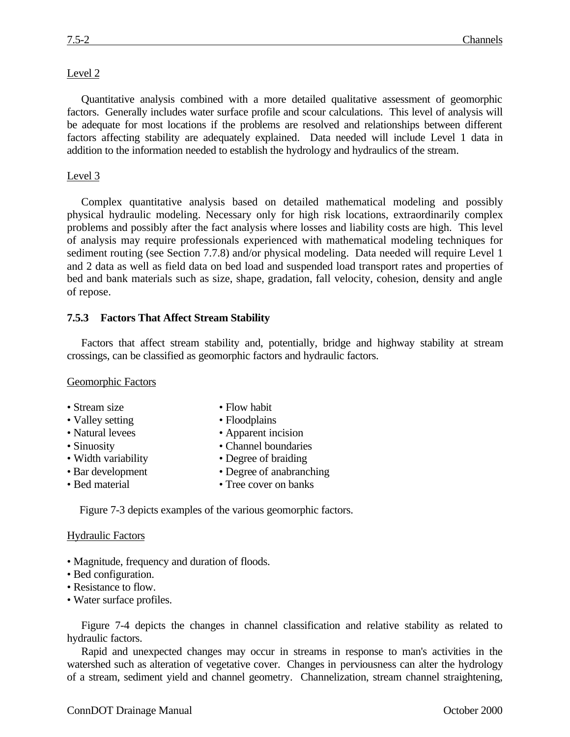Level 2

Quantitative analysis combined with a more detailed qualitative assessment of geomorphic factors. Generally includes water surface profile and scour calculations. This level of analysis will be adequate for most locations if the problems are resolved and relationships between different factors affecting stability are adequately explained. Data needed will include Level 1 data in addition to the information needed to establish the hydrology and hydraulics of the stream.

Level 3

Complex quantitative analysis based on detailed mathematical modeling and possibly physical hydraulic modeling. Necessary only for high risk locations, extraordinarily complex problems and possibly after the fact analysis where losses and liability costs are high. This level of analysis may require professionals experienced with mathematical modeling techniques for sediment routing (see Section 7.7.8) and/or physical modeling. Data needed will require Level 1 and 2 data as well as field data on bed load and suspended load transport rates and properties of bed and bank materials such as size, shape, gradation, fall velocity, cohesion, density and angle of repose.

### 7.5.3 Factors That Affect Stream Stability

Factors that affect stream stability and, potentially, bridge and highway stability at stream crossings, can be classified as geomorphic factors and hydraulic factors.

Geomorphic Factors

- Stream size
- Valley setting
- Natural levees
- Sinuosity
- Width variability
- Bar development
- Bed material
- Flow habit
- Floodplains
- Apparent incision
- Channel boundaries
- Degree of braiding
- Degree of anabranching
- Tree cover on banks

Figure 7-3 depicts examples of the various geomorphic factors.

Hydraulic Factors

- Magnitude, frequency and duration of floods.
- Bed configuration.
- Resistance to flow.
- Water surface profiles.

Figure 7-4 depicts the changes in channel classification and relative stability as related to hydraulic factors.

Rapid and unexpected changes may occur in streams in response to man's activities in the watershed such as alteration of vegetative cover. Changes in perviousness can alter the hydrology of a stream, sediment yield and channel geometry. Channelization, stream channel straightening,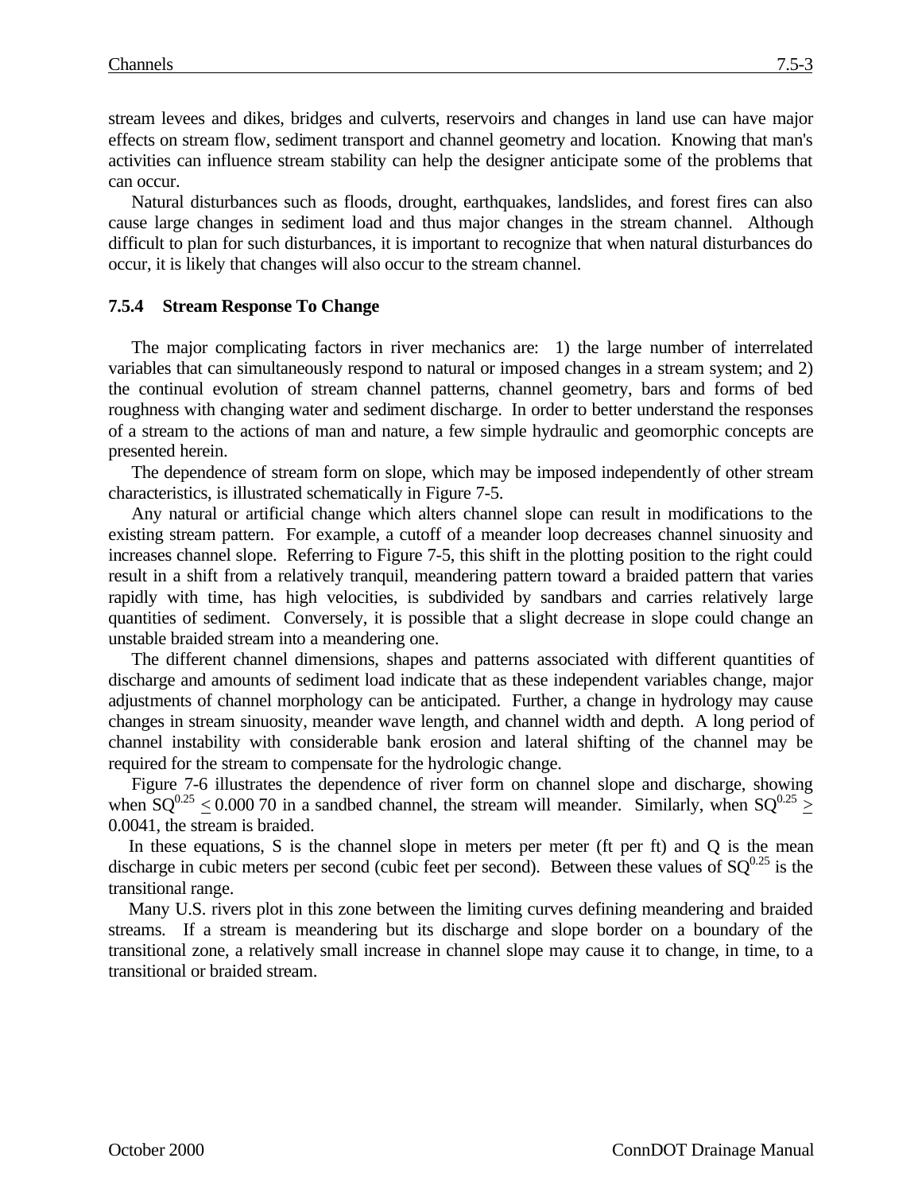stream levees and dikes, bridges and culverts, reservoirs and changes in land use can have major effects on stream flow, sediment transport and channel geometry and location. Knowing that man's activities can influence stream stability can help the designer anticipate some of the problems that can occur.

Natural disturbances such as floods, drought, earthquakes, landslides, and forest fires can also cause large changes in sediment load and thus major changes in the stream channel. Although difficult to plan for such disturbances, it is important to recognize that when natural disturbances do occur, it is likely that changes will also occur to the stream channel.

### 7.5.4 Stream Response To Change

The major complicating factors in river mechanics are: 1) the large number of interrelated variables that can simultaneously respond to natural or imposed changes in a stream system; and 2) the continual evolution of stream channel patterns, channel geometry, bars and forms of bed roughness with changing water and sediment discharge. In order to better understand the responses of a stream to the actions of man and nature, a few simple hydraulic and geomorphic concepts are presented herein.

The dependence of stream form on slope, which may be imposed independently of other stream characteristics, is illustrated schematically in Figure 7-5.

Any natural or artificial change which alters channel slope can result in modifications to the existing stream pattern. For example, a cutoff of a meander loop decreases channel sinuosity and increases channel slope. Referring to Figure 7-5, this shift in the plotting position to the right could result in a shift from a relatively tranquil, meandering pattern toward a braided pattern that varies rapidly with time, has high velocities, is subdivided by sandbars and carries relatively large quantities of sediment. Conversely, it is possible that a slight decrease in slope could change an unstable braided stream into a meandering one.

The different channel dimensions, shapes and patterns associated with different quantities of discharge and amounts of sediment load indicate that as these independent variables change, major adjustments of channel morphology can be anticipated. Further, a change in hydrology may cause changes in stream sinuosity, meander wave length, and channel width and depth. A long period of channel instability with considerable bank erosion and lateral shifting of the channel may be required for the stream to compensate for the hydrologic change.

Figure 7-6 illustrates the dependence of river form on channel slope and discharge, showing when $SQ^{0.25} \leq 0.000\,70$ in a sandbed channel, the stream will meander. Similarly, when $SQ^{0.25} \geq 0.0041$, the stream is braided.

In these equations, S is the channel slope in meters per meter (ft per ft) and Q is the mean discharge in cubic meters per second (cubic feet per second). Between these values of $SQ^{0.25}$ is the transitional range.

Many U.S. rivers plot in this zone between the limiting curves defining meandering and braided streams. If a stream is meandering but its discharge and slope border on a boundary of the transitional zone, a relatively small increase in channel slope may cause it to change, in time, to a transitional or braided stream.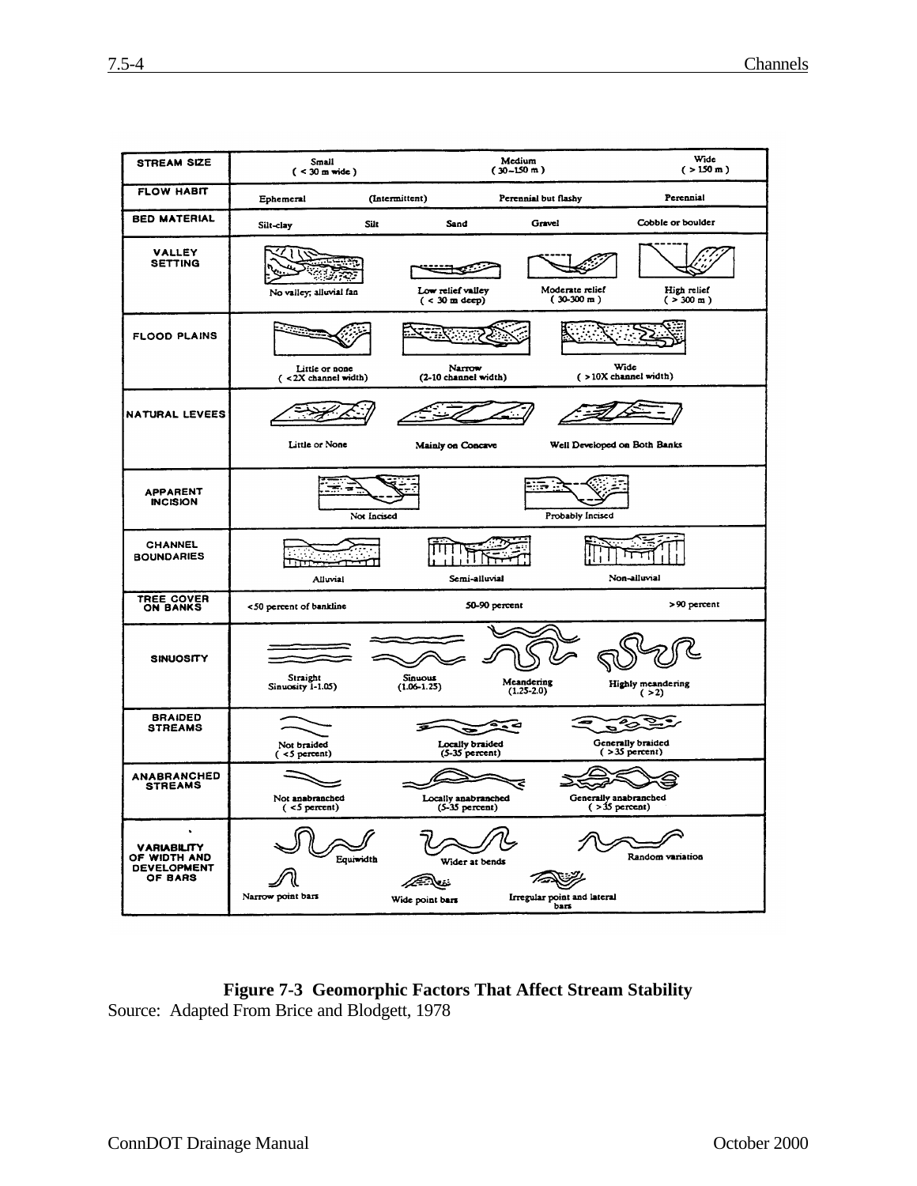| STREAM SIZE | Small (< 30 m wide) | Medium (30–150 m) | Wide (> 150 m) | |
|---|---|---|---|---|
| FLOW HABIT | Ephemeral | (Intermittent) | Perennial but flashy | Perennial |
| BED MATERIAL | Silt-clay | Silt | Sand | Gravel | Cobble or boulder |
| VALLEY SETTING | No valley; alluvial fan | Low relief valley (< 30 m deep) | Moderate relief (30-300 m) | High relief (> 300 m) |
| FLOOD PLAINS | Little or none (< 2X channel width) | Narrow (2-10 channel width) | Wide (> 10X channel width) | |
| NATURAL LEVEES | Little or None | Mainly on Concave | Well Developed on Both Banks | |
| APPARENT INCISION | Not Incised | Probably Incised | | |
| CHANNEL BOUNDARIES | Alluvial | Semi-alluvial | Non-alluvial | |
| TREE COVER ON BANKS | < 50 percent of bankline | 50-90 percent | > 90 percent | |
| SINUOSITY | Straight Sinuosity 1-1.05) | Sinuous (1.06-1.25) | Meandering (1.25-2.0) | Highly meandering (> 2) |
| BRAIDED STREAMS | Not braided (< 5 percent) | Locally braided (5-35 percent) | Generally braided (> 35 percent) | |
| ANABRANCHED STREAMS | Not anabranched (< 5 percent) | Locally anabranched (5-35 percent) | Generally anabranched (> 35 percent) | |
| VARIABILITY OF WIDTH AND DEVELOPMENT OF BARS | Equiwidth; Narrow point bars | Wider at bends; Wide point bars | Random variation; Irregular point and lateral bars | |

**Figure 7-3 Geomorphic Factors That Affect Stream Stability**

Source: Adapted From Brice and Blodgett, 1978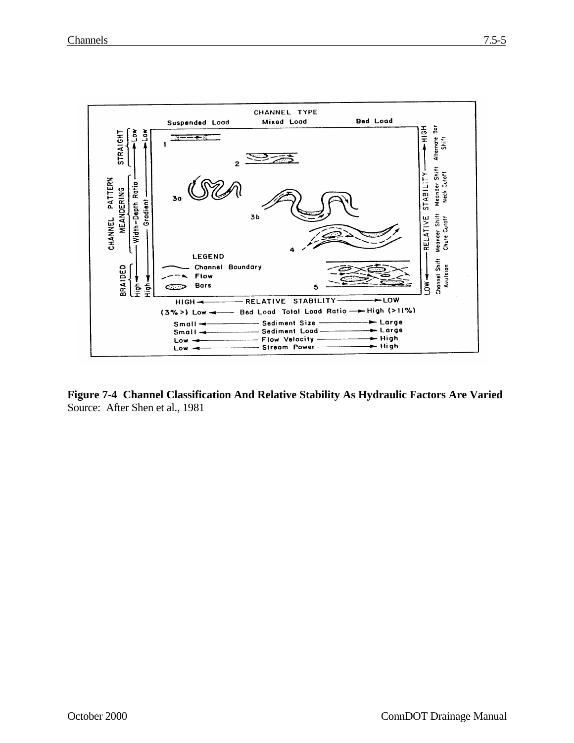**Figure 7-4 Channel Classification And Relative Stability As Hydraulic Factors Are Varied**
Source: After Shen et al., 1981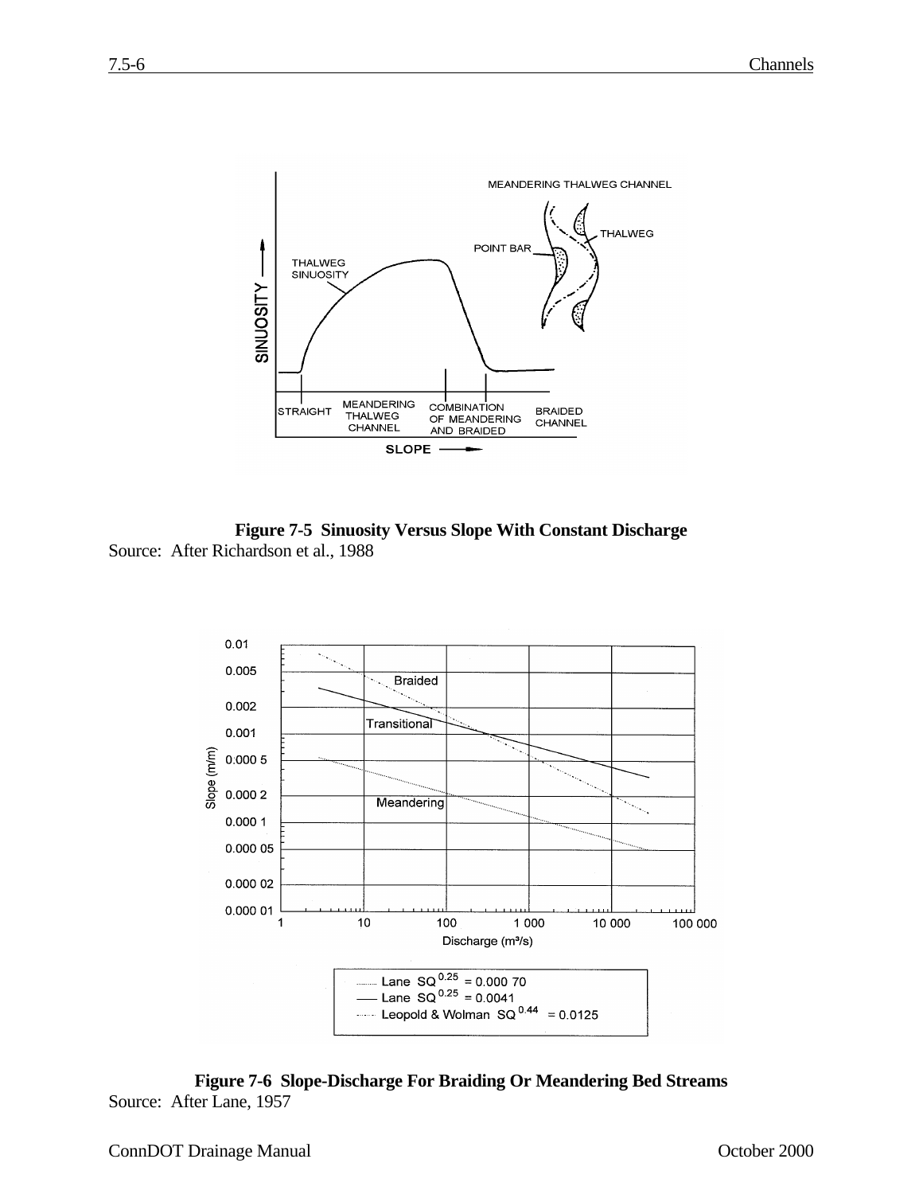**Figure 7-5 Sinuosity Versus Slope With Constant Discharge**

Source: After Richardson et al., 1988

**Figure 7-6 Slope-Discharge For Braiding Or Meandering Bed Streams**

Source: After Lane, 1957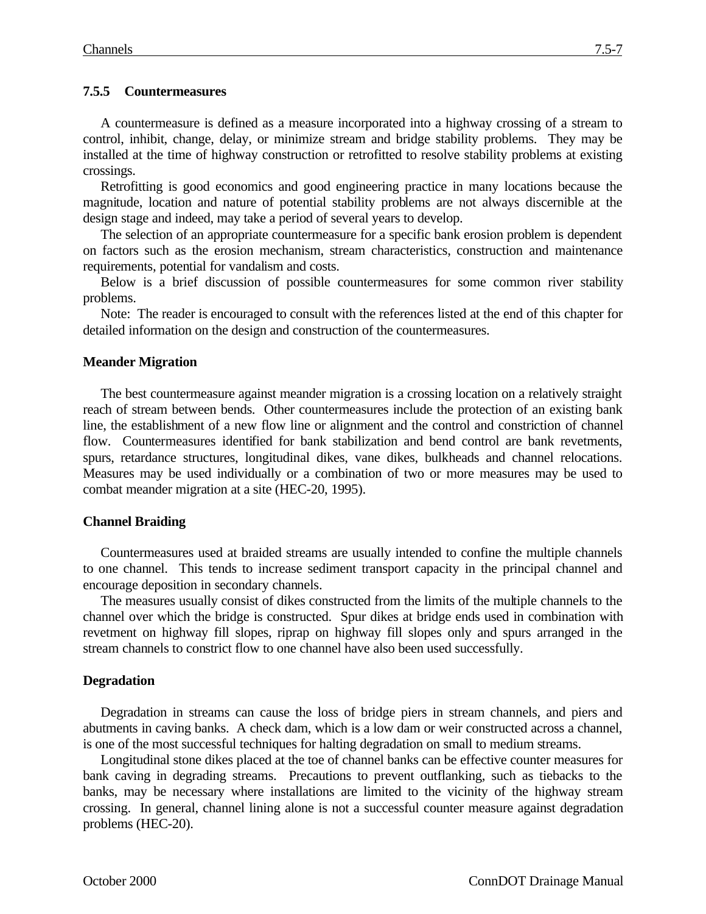### 7.5.5 Countermeasures

A countermeasure is defined as a measure incorporated into a highway crossing of a stream to control, inhibit, change, delay, or minimize stream and bridge stability problems. They may be installed at the time of highway construction or retrofitted to resolve stability problems at existing crossings.

Retrofitting is good economics and good engineering practice in many locations because the magnitude, location and nature of potential stability problems are not always discernible at the design stage and indeed, may take a period of several years to develop.

The selection of an appropriate countermeasure for a specific bank erosion problem is dependent on factors such as the erosion mechanism, stream characteristics, construction and maintenance requirements, potential for vandalism and costs.

Below is a brief discussion of possible countermeasures for some common river stability problems.

Note: The reader is encouraged to consult with the references listed at the end of this chapter for detailed information on the design and construction of the countermeasures.

**Meander Migration**

The best countermeasure against meander migration is a crossing location on a relatively straight reach of stream between bends. Other countermeasures include the protection of an existing bank line, the establishment of a new flow line or alignment and the control and constriction of channel flow. Countermeasures identified for bank stabilization and bend control are bank revetments, spurs, retardance structures, longitudinal dikes, vane dikes, bulkheads and channel relocations. Measures may be used individually or a combination of two or more measures may be used to combat meander migration at a site (HEC-20, 1995).

**Channel Braiding**

Countermeasures used at braided streams are usually intended to confine the multiple channels to one channel. This tends to increase sediment transport capacity in the principal channel and encourage deposition in secondary channels.

The measures usually consist of dikes constructed from the limits of the multiple channels to the channel over which the bridge is constructed. Spur dikes at bridge ends used in combination with revetment on highway fill slopes, riprap on highway fill slopes only and spurs arranged in the stream channels to constrict flow to one channel have also been used successfully.

**Degradation**

Degradation in streams can cause the loss of bridge piers in stream channels, and piers and abutments in caving banks. A check dam, which is a low dam or weir constructed across a channel, is one of the most successful techniques for halting degradation on small to medium streams.

Longitudinal stone dikes placed at the toe of channel banks can be effective counter measures for bank caving in degrading streams. Precautions to prevent outflanking, such as tiebacks to the banks, may be necessary where installations are limited to the vicinity of the highway stream crossing. In general, channel lining alone is not a successful counter measure against degradation problems (HEC-20).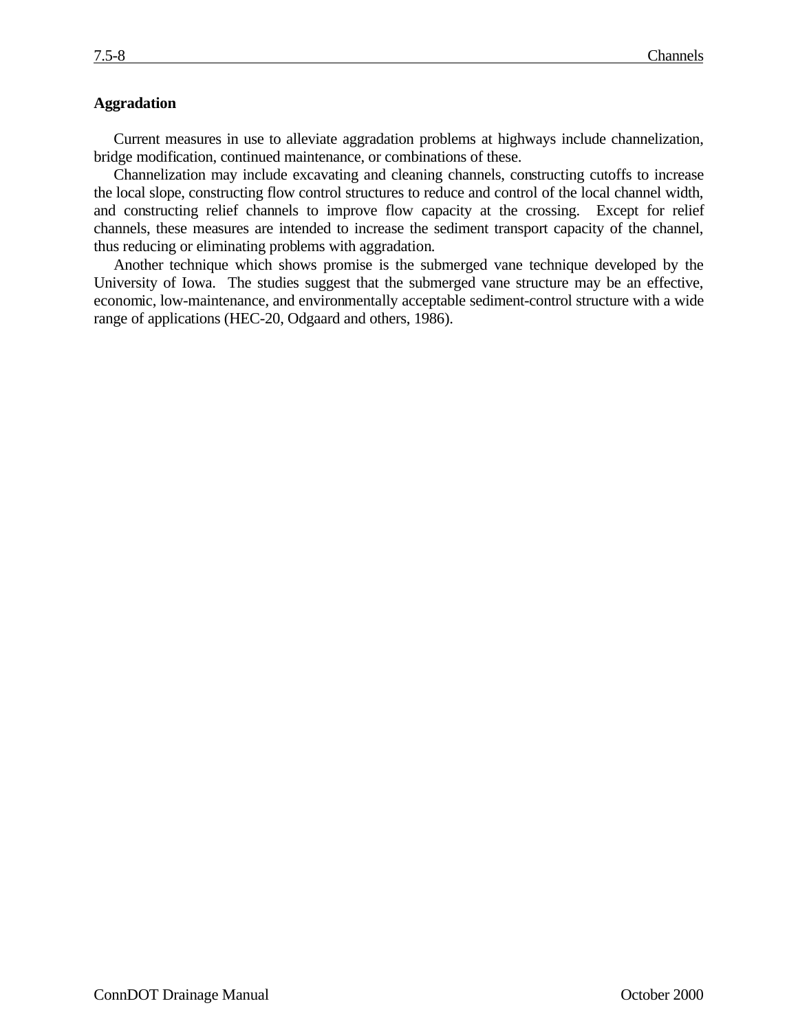**Aggradation**

Current measures in use to alleviate aggradation problems at highways include channelization, bridge modification, continued maintenance, or combinations of these.

Channelization may include excavating and cleaning channels, constructing cutoffs to increase the local slope, constructing flow control structures to reduce and control of the local channel width, and constructing relief channels to improve flow capacity at the crossing. Except for relief channels, these measures are intended to increase the sediment transport capacity of the channel, thus reducing or eliminating problems with aggradation.

Another technique which shows promise is the submerged vane technique developed by the University of Iowa. The studies suggest that the submerged vane structure may be an effective, economic, low-maintenance, and environmentally acceptable sediment-control structure with a wide range of applications (HEC-20, Odgaard and others, 1986).